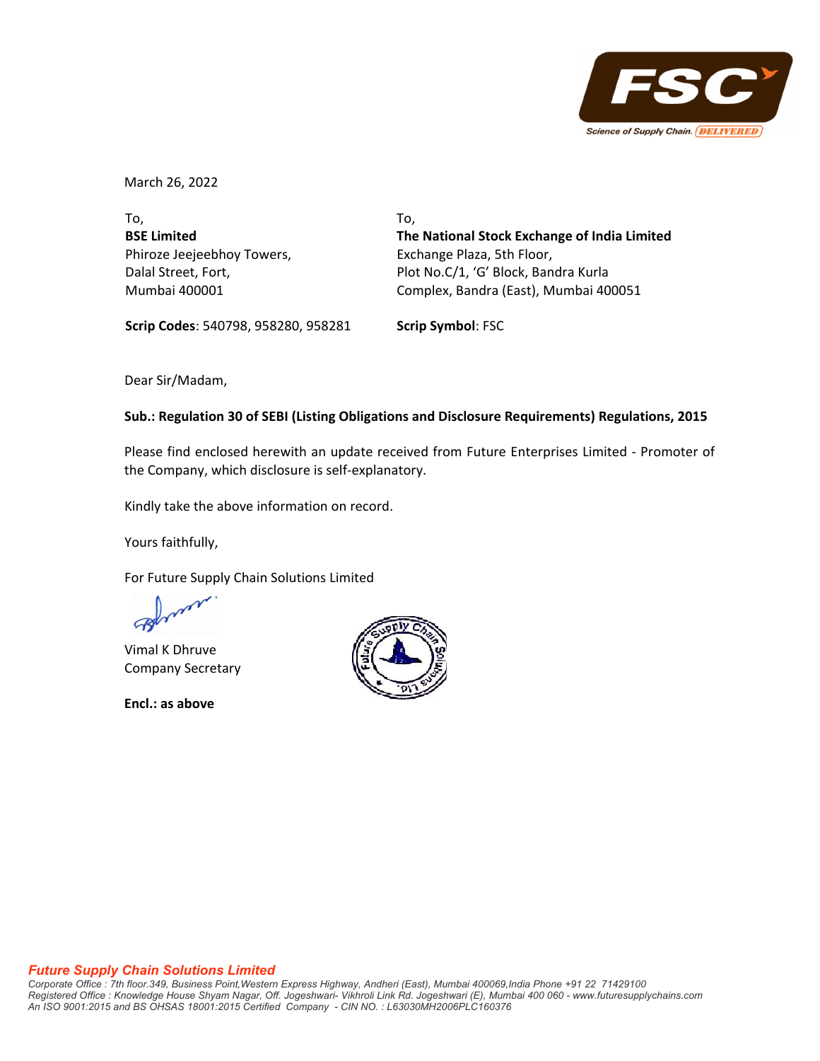March 26, 2022

To,
**BSE Limited**
Phiroze Jeejeebhoy Towers,
Dalal Street, Fort,
Mumbai 400001

**Scrip Codes**: 540798, 958280, 958281

To,
**The National Stock Exchange of India Limited**
Exchange Plaza, 5th Floor,
Plot No.C/1, 'G' Block, Bandra Kurla
Complex, Bandra (East), Mumbai 400051

**Scrip Symbol**: FSC

Dear Sir/Madam,

**Sub.: Regulation 30 of SEBI (Listing Obligations and Disclosure Requirements) Regulations, 2015**

Please find enclosed herewith an update received from Future Enterprises Limited - Promoter of the Company, which disclosure is self-explanatory.

Kindly take the above information on record.

Yours faithfully,

For Future Supply Chain Solutions Limited

Vimal K Dhruve
Company Secretary

**Encl.: as above**

***Future Supply Chain Solutions Limited***

*Corporate Office : 7th floor.349, Business Point,Western Express Highway, Andheri (East), Mumbai 400069,India Phone +91 22 71429100*
*Registered Office : Knowledge House Shyam Nagar, Off. Jogeshwari- Vikhroli Link Rd. Jogeshwari (E), Mumbai 400 060 - www.futuresupplychains.com*
*An ISO 9001:2015 and BS OHSAS 18001:2015 Certified Company - CIN NO. : L63030MH2006PLC160376*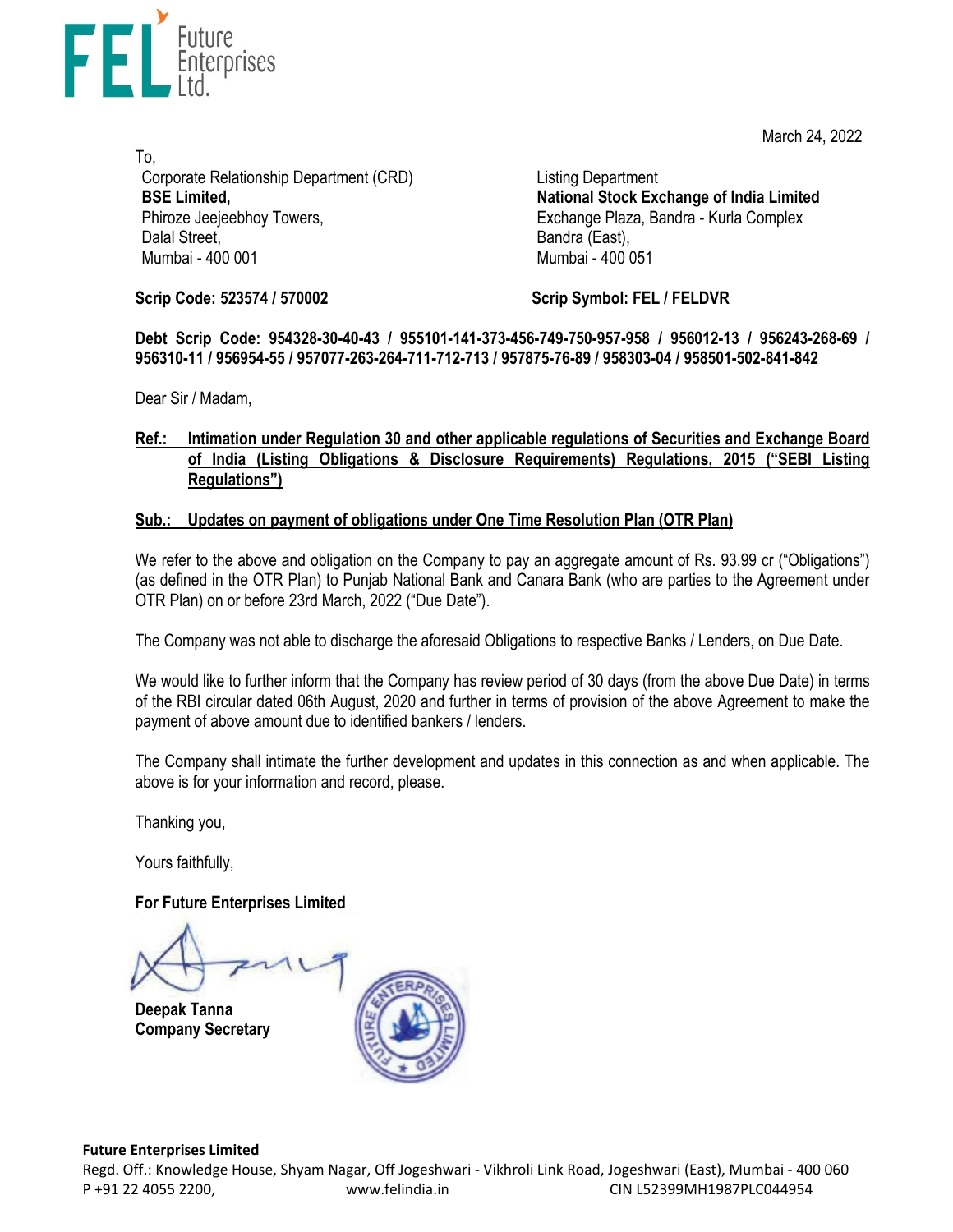March 24, 2022

To,
Corporate Relationship Department (CRD)
**BSE Limited,**
Phiroze Jeejeebhoy Towers,
Dalal Street,
Mumbai - 400 001

Listing Department
**National Stock Exchange of India Limited**
Exchange Plaza, Bandra - Kurla Complex
Bandra (East),
Mumbai - 400 051

**Scrip Code: 523574 / 570002**

**Scrip Symbol: FEL / FELDVR**

**Debt Scrip Code: 954328-30-40-43 / 955101-141-373-456-749-750-957-958 / 956012-13 / 956243-268-69 / 956310-11 / 956954-55 / 957077-263-264-711-712-713 / 957875-76-89 / 958303-04 / 958501-502-841-842**

Dear Sir / Madam,

**Ref.: Intimation under Regulation 30 and other applicable regulations of Securities and Exchange Board of India (Listing Obligations & Disclosure Requirements) Regulations, 2015 ("SEBI Listing Regulations")**

**Sub.: Updates on payment of obligations under One Time Resolution Plan (OTR Plan)**

We refer to the above and obligation on the Company to pay an aggregate amount of Rs. 93.99 cr ("Obligations") (as defined in the OTR Plan) to Punjab National Bank and Canara Bank (who are parties to the Agreement under OTR Plan) on or before 23rd March, 2022 ("Due Date").

The Company was not able to discharge the aforesaid Obligations to respective Banks / Lenders, on Due Date.

We would like to further inform that the Company has review period of 30 days (from the above Due Date) in terms of the RBI circular dated 06th August, 2020 and further in terms of provision of the above Agreement to make the payment of above amount due to identified bankers / lenders.

The Company shall intimate the further development and updates in this connection as and when applicable. The above is for your information and record, please.

Thanking you,

Yours faithfully,

**For Future Enterprises Limited**

**Deepak Tanna**
**Company Secretary**

**Future Enterprises Limited**
Regd. Off.: Knowledge House, Shyam Nagar, Off Jogeshwari - Vikhroli Link Road, Jogeshwari (East), Mumbai - 400 060
P +91 22 4055 2200, www.felindia.in CIN L52399MH1987PLC044954